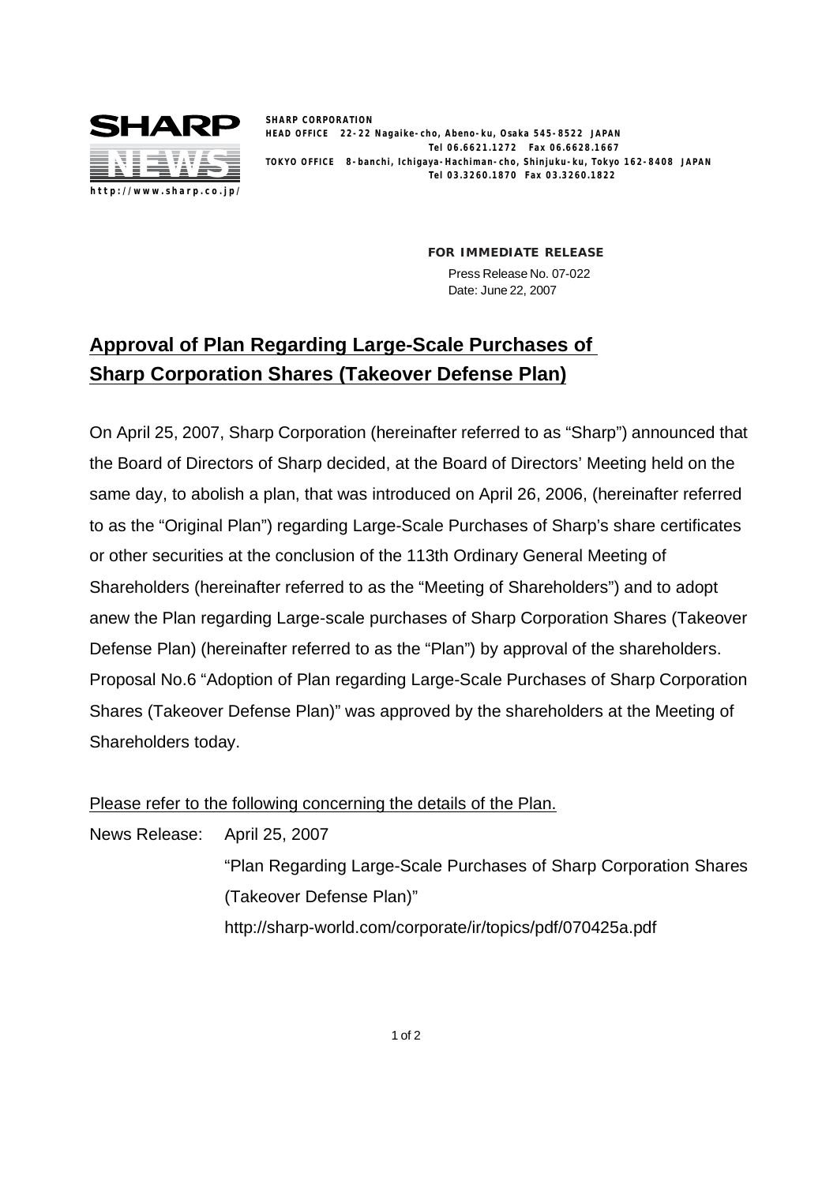SHARP CORPORATION
HEAD OFFICE 22-22 Nagaike-cho, Abeno-ku, Osaka 545-8522 JAPAN
Tel 06.6621.1272 Fax 06.6628.1667
TOKYO OFFICE 8-banchi, Ichigaya-Hachiman-cho, Shinjuku-ku, Tokyo 162-8408 JAPAN
Tel 03.3260.1870 Fax 03.3260.1822

http://www.sharp.co.jp/

**FOR IMMEDIATE RELEASE**

Press Release No. 07-022
Date: June 22, 2007

# Approval of Plan Regarding Large-Scale Purchases of Sharp Corporation Shares (Takeover Defense Plan)

On April 25, 2007, Sharp Corporation (hereinafter referred to as "Sharp") announced that the Board of Directors of Sharp decided, at the Board of Directors' Meeting held on the same day, to abolish a plan, that was introduced on April 26, 2006, (hereinafter referred to as the "Original Plan") regarding Large-Scale Purchases of Sharp's share certificates or other securities at the conclusion of the 113th Ordinary General Meeting of Shareholders (hereinafter referred to as the "Meeting of Shareholders") and to adopt anew the Plan regarding Large-scale purchases of Sharp Corporation Shares (Takeover Defense Plan) (hereinafter referred to as the "Plan") by approval of the shareholders. Proposal No.6 "Adoption of Plan regarding Large-Scale Purchases of Sharp Corporation Shares (Takeover Defense Plan)" was approved by the shareholders at the Meeting of Shareholders today.

Please refer to the following concerning the details of the Plan.

News Release: April 25, 2007
"Plan Regarding Large-Scale Purchases of Sharp Corporation Shares (Takeover Defense Plan)"
http://sharp-world.com/corporate/ir/topics/pdf/070425a.pdf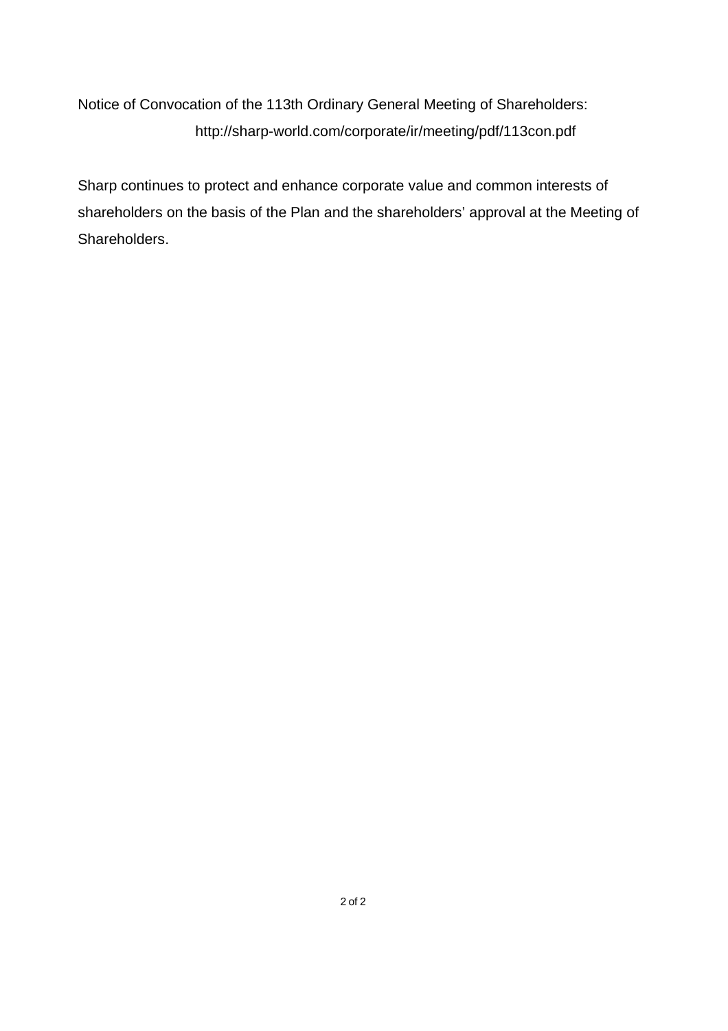Notice of Convocation of the 113th Ordinary General Meeting of Shareholders:

http://sharp-world.com/corporate/ir/meeting/pdf/113con.pdf

Sharp continues to protect and enhance corporate value and common interests of shareholders on the basis of the Plan and the shareholders' approval at the Meeting of Shareholders.